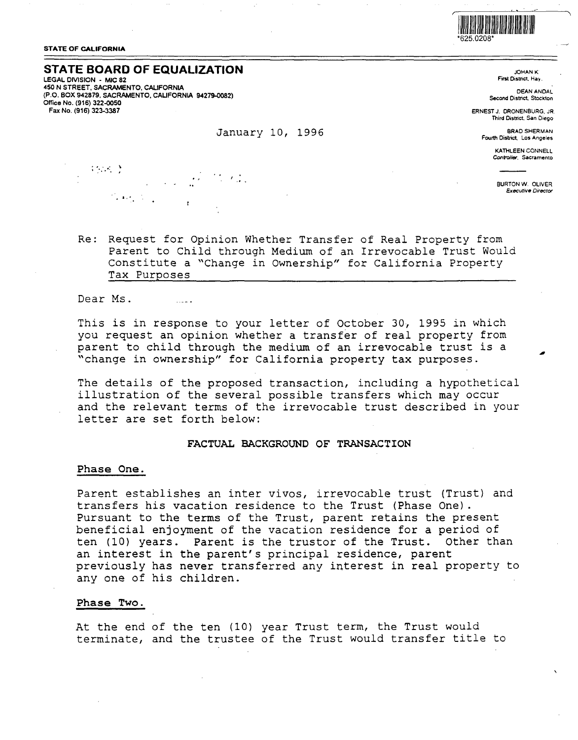*625.0208*

STATE OF CALIFORNIA

## STATE BOARD OF EQUALIZATION

LEGAL DIVISION - MIC 82
450 N STREET, SACRAMENTO, CALIFORNIA
(P.O. BOX 942879, SACRAMENTO, CALIFORNIA 94279-0082)
Office No. (916) 322-0050
Fax No. (916) 323-3387

JOHAN K
First District, Hay.

DEAN ANDAL
Second District, Stockton

ERNEST J. DRONENBURG, JR.
Third District, San Diego

BRAD SHERMAN
Fourth District, Los Angeles

KATHLEEN CONNELL
*Controller*, Sacramento

BURTON W. OLIVER
*Executive Director*

January 10, 1996

Re: Request for Opinion Whether Transfer of Real Property from Parent to Child through Medium of an Irrevocable Trust Would Constitute a "Change in Ownership" for California Property Tax Purposes

Dear Ms.

This is in response to your letter of October 30, 1995 in which you request an opinion whether a transfer of real property from parent to child through the medium of an irrevocable trust is a "change in ownership" for California property tax purposes.

The details of the proposed transaction, including a hypothetical illustration of the several possible transfers which may occur and the relevant terms of the irrevocable trust described in your letter are set forth below:

### FACTUAL BACKGROUND OF TRANSACTION

**Phase One.**

Parent establishes an inter vivos, irrevocable trust (Trust) and transfers his vacation residence to the Trust (Phase One). Pursuant to the terms of the Trust, parent retains the present beneficial enjoyment of the vacation residence for a period of ten (10) years. Parent is the trustor of the Trust. Other than an interest in the parent's principal residence, parent previously has never transferred any interest in real property to any one of his children.

**Phase Two.**

At the end of the ten (10) year Trust term, the Trust would terminate, and the trustee of the Trust would transfer title to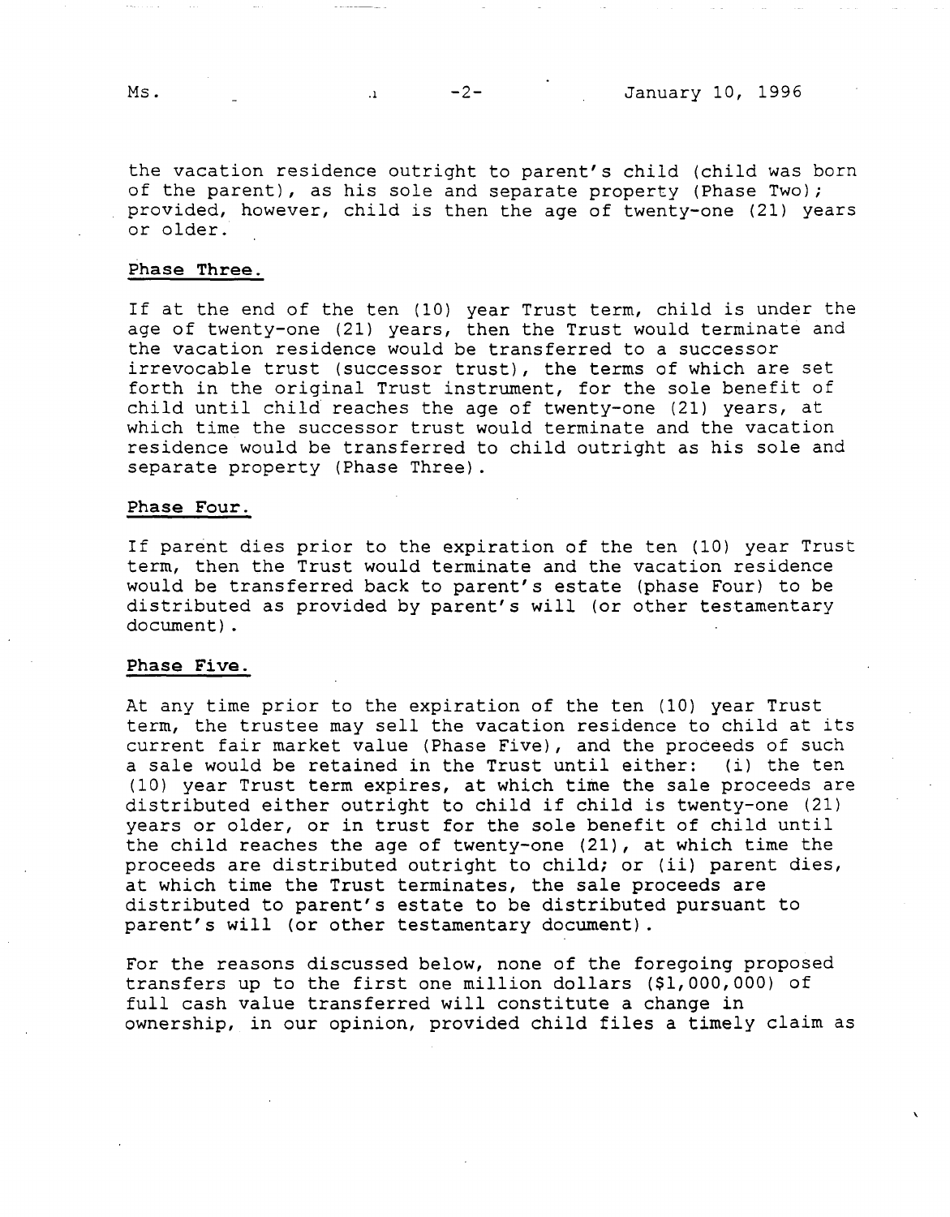the vacation residence outright to parent's child (child was born of the parent), as his sole and separate property (Phase Two); provided, however, child is then the age of twenty-one (21) years or older.

**Phase Three.**

If at the end of the ten (10) year Trust term, child is under the age of twenty-one (21) years, then the Trust would terminate and the vacation residence would be transferred to a successor irrevocable trust (successor trust), the terms of which are set forth in the original Trust instrument, for the sole benefit of child until child reaches the age of twenty-one (21) years, at which time the successor trust would terminate and the vacation residence would be transferred to child outright as his sole and separate property (Phase Three).

**Phase Four.**

If parent dies prior to the expiration of the ten (10) year Trust term, then the Trust would terminate and the vacation residence would be transferred back to parent's estate (phase Four) to be distributed as provided by parent's will (or other testamentary document).

**Phase Five.**

At any time prior to the expiration of the ten (10) year Trust term, the trustee may sell the vacation residence to child at its current fair market value (Phase Five), and the proceeds of such a sale would be retained in the Trust until either: (i) the ten (10) year Trust term expires, at which time the sale proceeds are distributed either outright to child if child is twenty-one (21) years or older, or in trust for the sole benefit of child until the child reaches the age of twenty-one (21), at which time the proceeds are distributed outright to child; or (ii) parent dies, at which time the Trust terminates, the sale proceeds are distributed to parent's estate to be distributed pursuant to parent's will (or other testamentary document).

For the reasons discussed below, none of the foregoing proposed transfers up to the first one million dollars ($1,000,000) of full cash value transferred will constitute a change in ownership, in our opinion, provided child files a timely claim as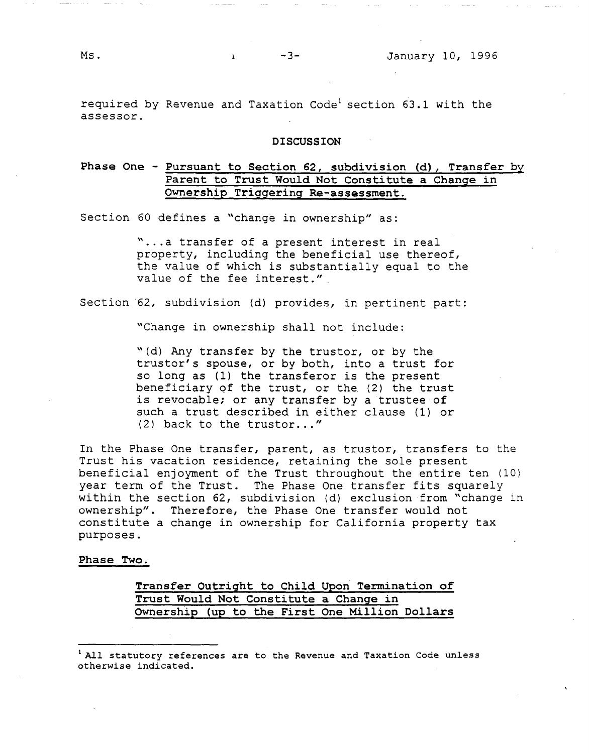required by Revenue and Taxation Code[1] section 63.1 with the assessor.

## DISCUSSION

**Phase One - <u>Pursuant to Section 62, subdivision (d), Transfer by Parent to Trust Would Not Constitute a Change in Ownership Triggering Re-assessment.</u>**

Section 60 defines a "change in ownership" as:

> "...a transfer of a present interest in real property, including the beneficial use thereof, the value of which is substantially equal to the value of the fee interest."

Section 62, subdivision (d) provides, in pertinent part:

> "Change in ownership shall not include:
>
> "(d) Any transfer by the trustor, or by the trustor's spouse, or by both, into a trust for so long as (1) the transferor is the present beneficiary of the trust, or the (2) the trust is revocable; or any transfer by a trustee of such a trust described in either clause (1) or (2) back to the trustor..."

In the Phase One transfer, parent, as trustor, transfers to the Trust his vacation residence, retaining the sole present beneficial enjoyment of the Trust throughout the entire ten (10) year term of the Trust. The Phase One transfer fits squarely within the section 62, subdivision (d) exclusion from "change in ownership". Therefore, the Phase One transfer would not constitute a change in ownership for California property tax purposes.

**<u>Phase Two.</u>**

**<u>Transfer Outright to Child Upon Termination of Trust Would Not Constitute a Change in Ownership (up to the First One Million Dollars</u>**

---

[1] All statutory references are to the Revenue and Taxation Code unless otherwise indicated.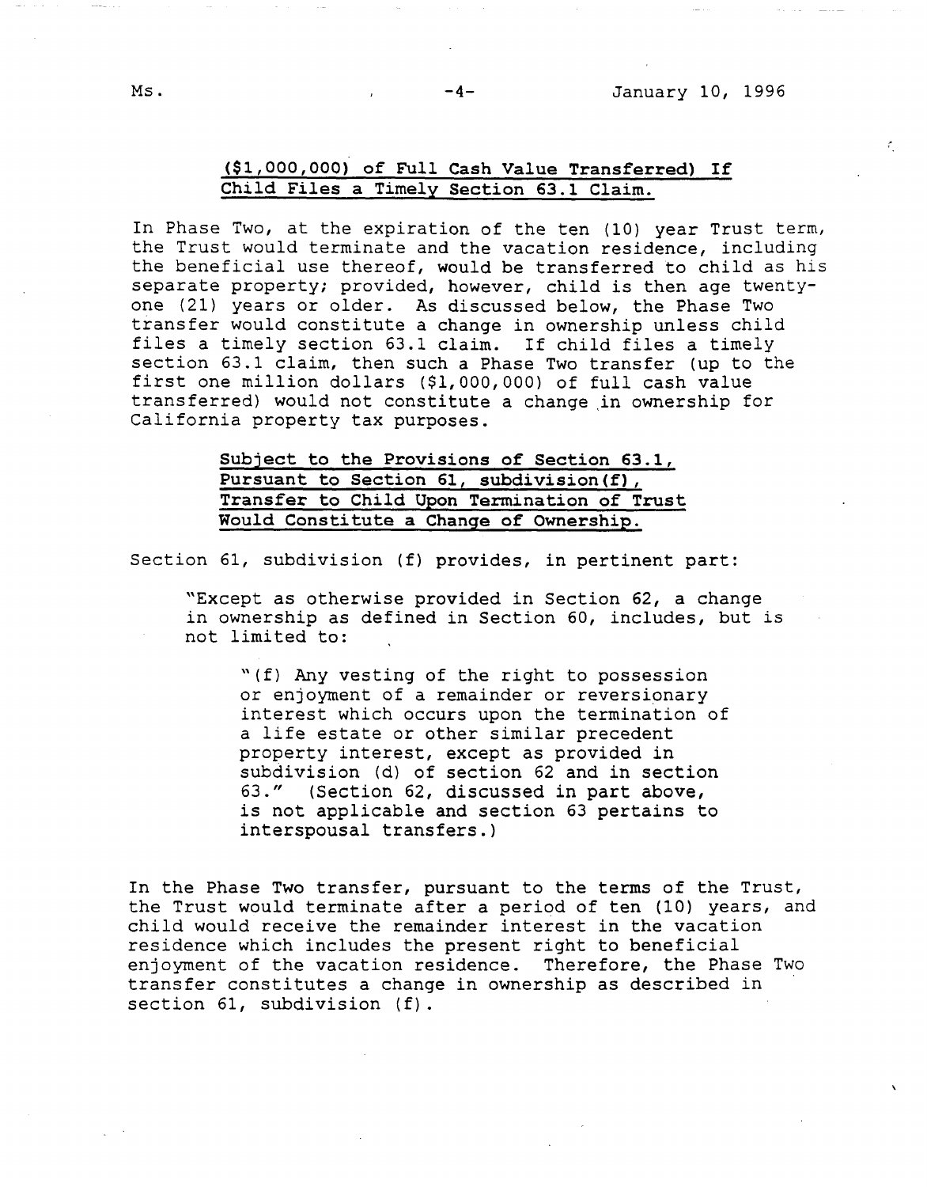**($1,000,000) of Full Cash Value Transferred) If Child Files a Timely Section 63.1 Claim.**

In Phase Two, at the expiration of the ten (10) year Trust term, the Trust would terminate and the vacation residence, including the beneficial use thereof, would be transferred to child as his separate property; provided, however, child is then age twenty-one (21) years or older. As discussed below, the Phase Two transfer would constitute a change in ownership unless child files a timely section 63.1 claim. If child files a timely section 63.1 claim, then such a Phase Two transfer (up to the first one million dollars ($1,000,000) of full cash value transferred) would not constitute a change in ownership for California property tax purposes.

**Subject to the Provisions of Section 63.1, Pursuant to Section 61, subdivision(f), Transfer to Child Upon Termination of Trust Would Constitute a Change of Ownership.**

Section 61, subdivision (f) provides, in pertinent part:

> "Except as otherwise provided in Section 62, a change in ownership as defined in Section 60, includes, but is not limited to:
>
> > "(f) Any vesting of the right to possession or enjoyment of a remainder or reversionary interest which occurs upon the termination of a life estate or other similar precedent property interest, except as provided in subdivision (d) of section 62 and in section 63." (Section 62, discussed in part above, is not applicable and section 63 pertains to interspousal transfers.)

In the Phase Two transfer, pursuant to the terms of the Trust, the Trust would terminate after a period of ten (10) years, and child would receive the remainder interest in the vacation residence which includes the present right to beneficial enjoyment of the vacation residence. Therefore, the Phase Two transfer constitutes a change in ownership as described in section 61, subdivision (f).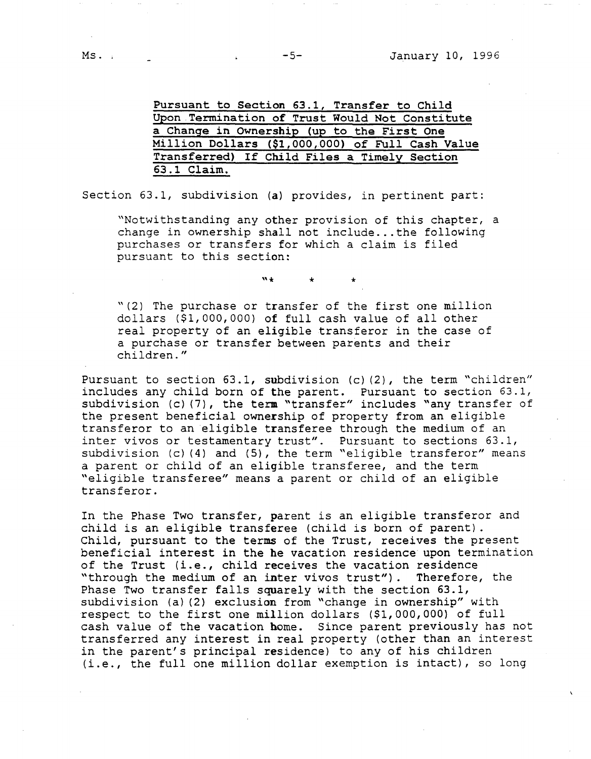**Pursuant to Section 63.1, Transfer to Child Upon Termination of Trust Would Not Constitute a Change in Ownership (up to the First One Million Dollars ($1,000,000) of Full Cash Value Transferred) If Child Files a Timely Section 63.1 Claim.**

Section 63.1, subdivision (a) provides, in pertinent part:

> "Notwithstanding any other provision of this chapter, a change in ownership shall not include...the following purchases or transfers for which a claim is filed pursuant to this section:
>
> "* * *
>
> "(2) The purchase or transfer of the first one million dollars ($1,000,000) of full cash value of all other real property of an eligible transferor in the case of a purchase or transfer between parents and their children."

Pursuant to section 63.1, subdivision (c)(2), the term "children" includes any child born of the parent. Pursuant to section 63.1, subdivision (c)(7), the term "transfer" includes "any transfer of the present beneficial ownership of property from an eligible transferor to an eligible transferee through the medium of an inter vivos or testamentary trust". Pursuant to sections 63.1, subdivision (c)(4) and (5), the term "eligible transferor" means a parent or child of an eligible transferee, and the term "eligible transferee" means a parent or child of an eligible transferor.

In the Phase Two transfer, parent is an eligible transferor and child is an eligible transferee (child is born of parent). Child, pursuant to the terms of the Trust, receives the present beneficial interest in the he vacation residence upon termination of the Trust (i.e., child receives the vacation residence "through the medium of an inter vivos trust"). Therefore, the Phase Two transfer falls squarely with the section 63.1, subdivision (a)(2) exclusion from "change in ownership" with respect to the first one million dollars ($1,000,000) of full cash value of the vacation home. Since parent previously has not transferred any interest in real property (other than an interest in the parent's principal residence) to any of his children (i.e., the full one million dollar exemption is intact), so long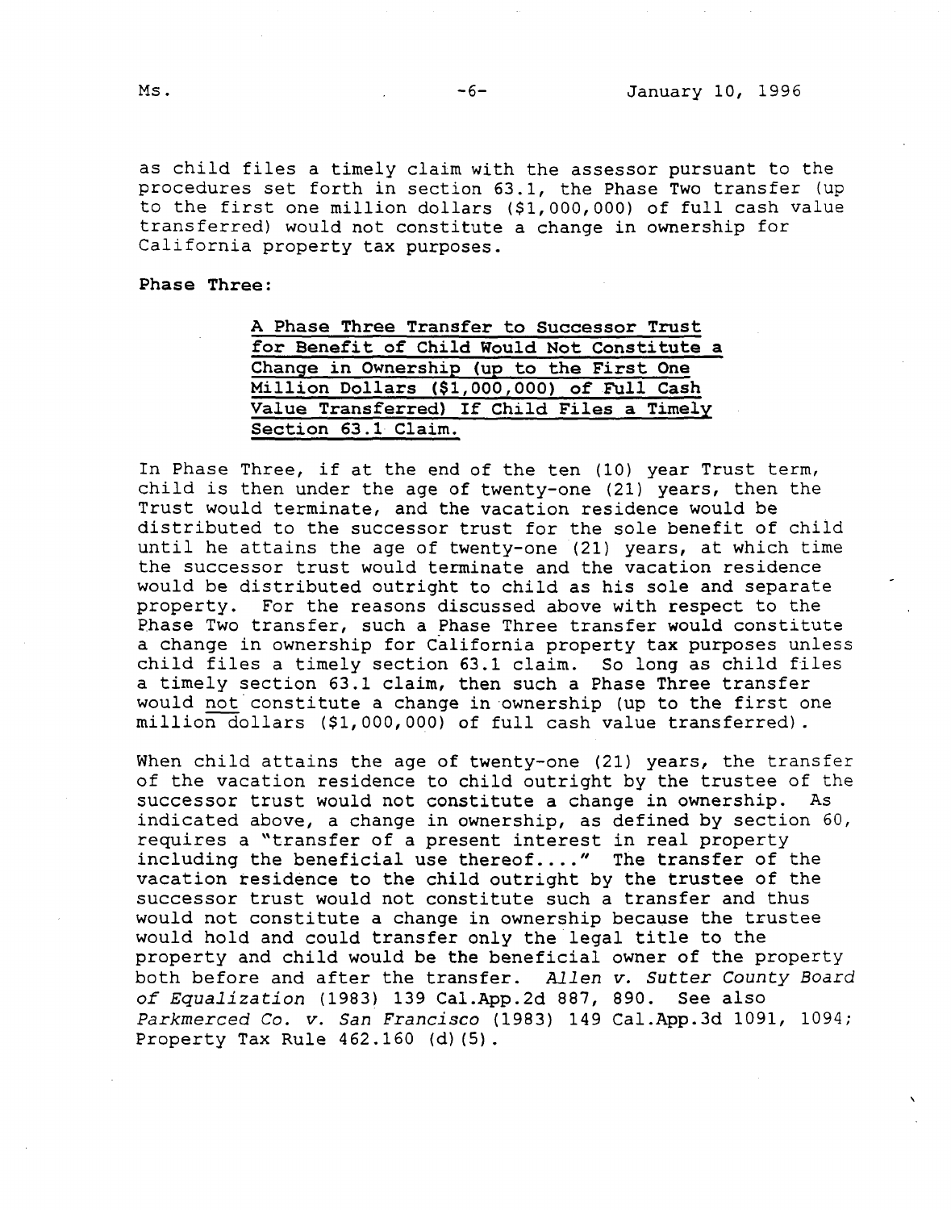as child files a timely claim with the assessor pursuant to the procedures set forth in section 63.1, the Phase Two transfer (up to the first one million dollars ($1,000,000) of full cash value transferred) would not constitute a change in ownership for California property tax purposes.

**Phase Three:**

<u>A Phase Three Transfer to Successor Trust for Benefit of Child Would Not Constitute a Change in Ownership (up to the First One Million Dollars ($1,000,000) of Full Cash Value Transferred) If Child Files a Timely Section 63.1 Claim.</u>

In Phase Three, if at the end of the ten (10) year Trust term, child is then under the age of twenty-one (21) years, then the Trust would terminate, and the vacation residence would be distributed to the successor trust for the sole benefit of child until he attains the age of twenty-one (21) years, at which time the successor trust would terminate and the vacation residence would be distributed outright to child as his sole and separate property. For the reasons discussed above with respect to the Phase Two transfer, such a Phase Three transfer would constitute a change in ownership for California property tax purposes unless child files a timely section 63.1 claim. So long as child files a timely section 63.1 claim, then such a Phase Three transfer would <u>not</u> constitute a change in ownership (up to the first one million dollars ($1,000,000) of full cash value transferred).

When child attains the age of twenty-one (21) years, the transfer of the vacation residence to child outright by the trustee of the successor trust would not constitute a change in ownership. As indicated above, a change in ownership, as defined by section 60, requires a "transfer of a present interest in real property including the beneficial use thereof...." The transfer of the vacation residence to the child outright by the trustee of the successor trust would not constitute such a transfer and thus would not constitute a change in ownership because the trustee would hold and could transfer only the legal title to the property and child would be the beneficial owner of the property both before and after the transfer. *Allen v. Sutter County Board of Equalization* (1983) 139 Cal.App.2d 887, 890. See also *Parkmerced Co. v. San Francisco* (1983) 149 Cal.App.3d 1091, 1094; Property Tax Rule 462.160 (d)(5).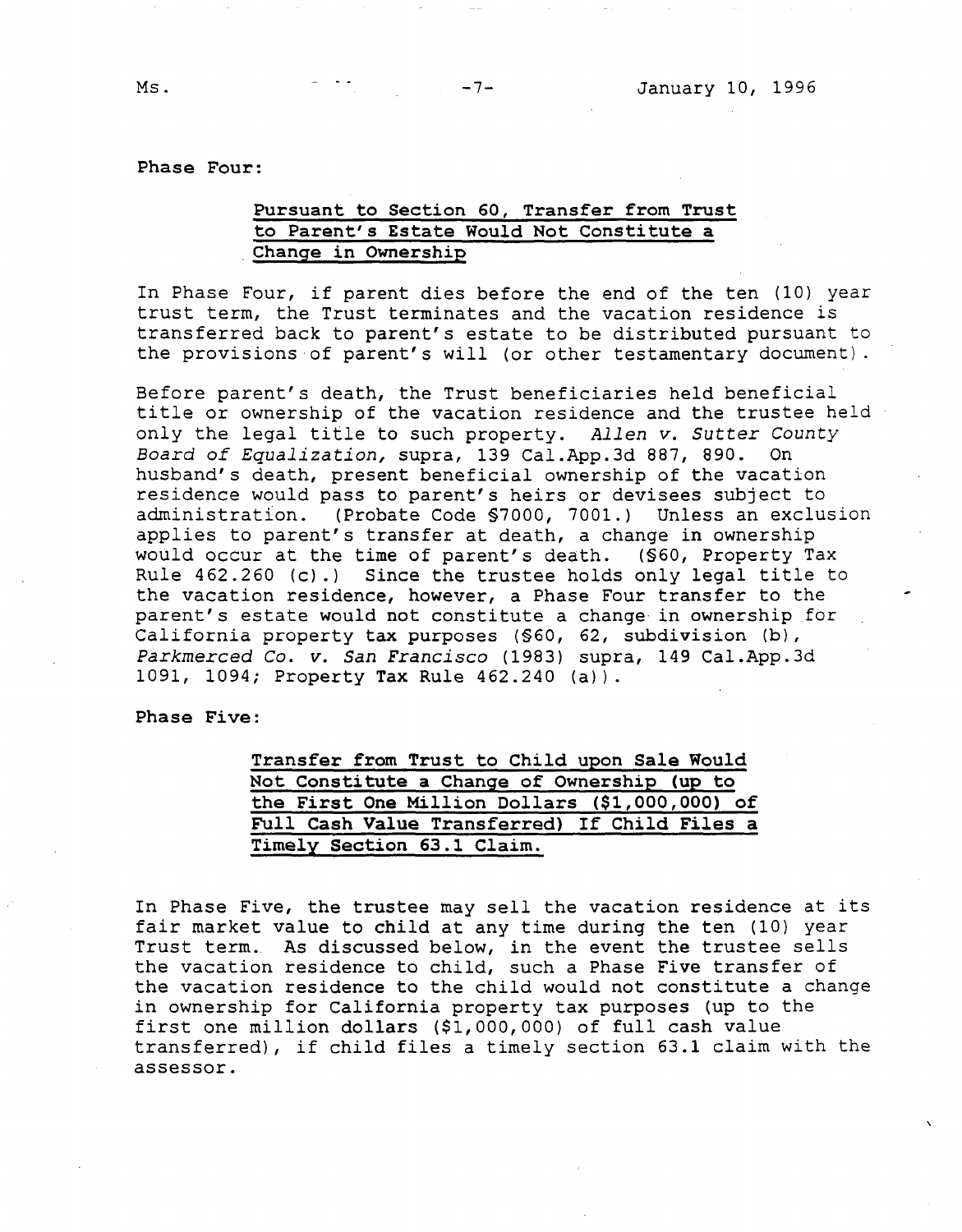Phase Four:

**Pursuant to Section 60, Transfer from Trust to Parent's Estate Would Not Constitute a Change in Ownership**

In Phase Four, if parent dies before the end of the ten (10) year trust term, the Trust terminates and the vacation residence is transferred back to parent's estate to be distributed pursuant to the provisions of parent's will (or other testamentary document).

Before parent's death, the Trust beneficiaries held beneficial title or ownership of the vacation residence and the trustee held only the legal title to such property. *Allen v. Sutter County Board of Equalization,* supra, 139 Cal.App.3d 887, 890. On husband's death, present beneficial ownership of the vacation residence would pass to parent's heirs or devisees subject to administration. (Probate Code §7000, 7001.) Unless an exclusion applies to parent's transfer at death, a change in ownership would occur at the time of parent's death. (§60, Property Tax Rule 462.260 (c).) Since the trustee holds only legal title to the vacation residence, however, a Phase Four transfer to the parent's estate would not constitute a change in ownership for California property tax purposes (§60, 62, subdivision (b), *Parkmerced Co. v. San Francisco* (1983) supra, 149 Cal.App.3d 1091, 1094; Property Tax Rule 462.240 (a)).

Phase Five:

**Transfer from Trust to Child upon Sale Would Not Constitute a Change of Ownership (up to the First One Million Dollars ($1,000,000) of Full Cash Value Transferred) If Child Files a Timely Section 63.1 Claim.**

In Phase Five, the trustee may sell the vacation residence at its fair market value to child at any time during the ten (10) year Trust term. As discussed below, in the event the trustee sells the vacation residence to child, such a Phase Five transfer of the vacation residence to the child would not constitute a change in ownership for California property tax purposes (up to the first one million dollars ($1,000,000) of full cash value transferred), if child files a timely section 63.1 claim with the assessor.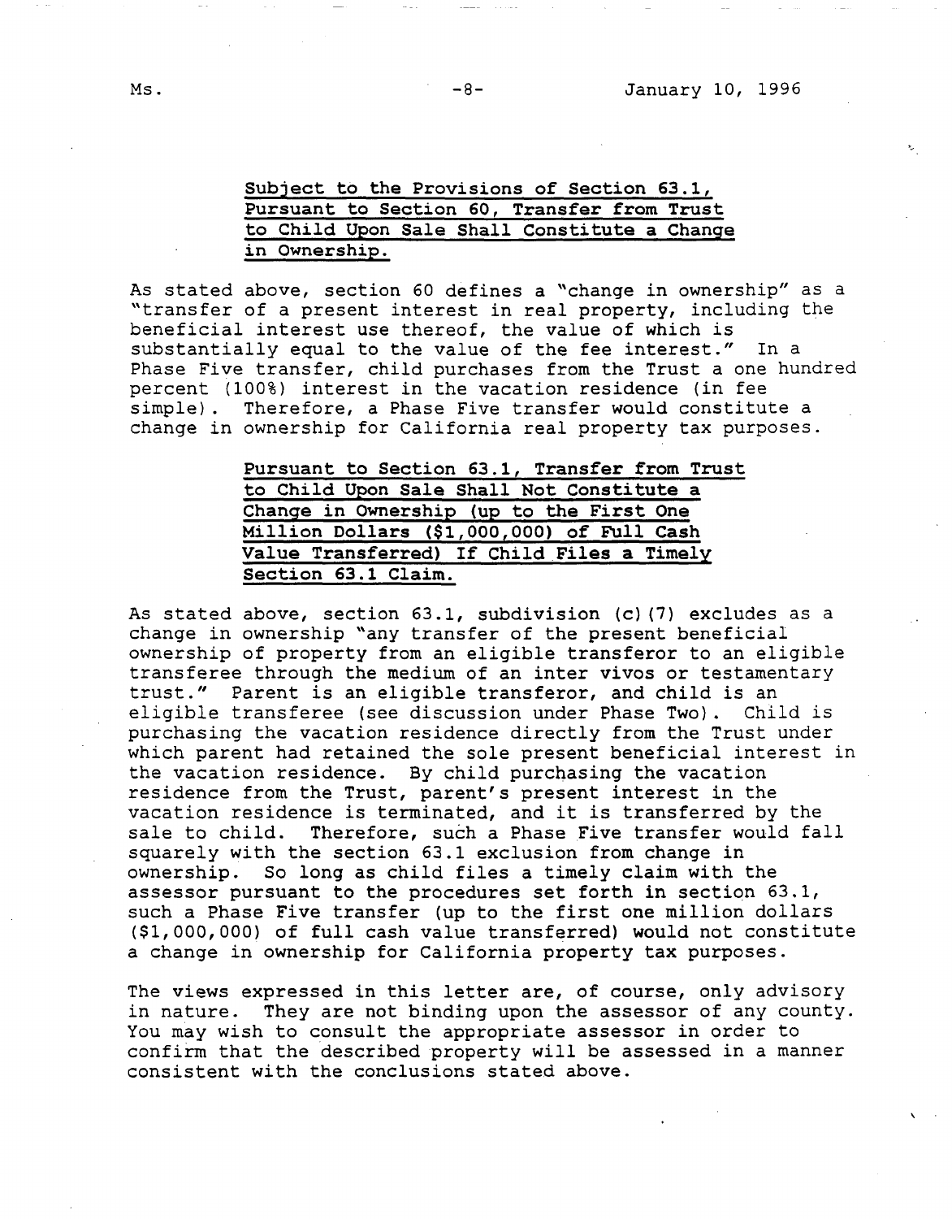**Subject to the Provisions of Section 63.1, Pursuant to Section 60, Transfer from Trust to Child Upon Sale Shall Constitute a Change in Ownership.**

As stated above, section 60 defines a "change in ownership" as a "transfer of a present interest in real property, including the beneficial interest use thereof, the value of which is substantially equal to the value of the fee interest." In a Phase Five transfer, child purchases from the Trust a one hundred percent (100%) interest in the vacation residence (in fee simple). Therefore, a Phase Five transfer would constitute a change in ownership for California real property tax purposes.

**Pursuant to Section 63.1, Transfer from Trust to Child Upon Sale Shall Not Constitute a Change in Ownership (up to the First One Million Dollars ($1,000,000) of Full Cash Value Transferred) If Child Files a Timely Section 63.1 Claim.**

As stated above, section 63.1, subdivision (c)(7) excludes as a change in ownership "any transfer of the present beneficial ownership of property from an eligible transferor to an eligible transferee through the medium of an inter vivos or testamentary trust." Parent is an eligible transferor, and child is an eligible transferee (see discussion under Phase Two). Child is purchasing the vacation residence directly from the Trust under which parent had retained the sole present beneficial interest in the vacation residence. By child purchasing the vacation residence from the Trust, parent's present interest in the vacation residence is terminated, and it is transferred by the sale to child. Therefore, such a Phase Five transfer would fall squarely with the section 63.1 exclusion from change in ownership. So long as child files a timely claim with the assessor pursuant to the procedures set forth in section 63.1, such a Phase Five transfer (up to the first one million dollars ($1,000,000) of full cash value transferred) would not constitute a change in ownership for California property tax purposes.

The views expressed in this letter are, of course, only advisory in nature. They are not binding upon the assessor of any county. You may wish to consult the appropriate assessor in order to confirm that the described property will be assessed in a manner consistent with the conclusions stated above.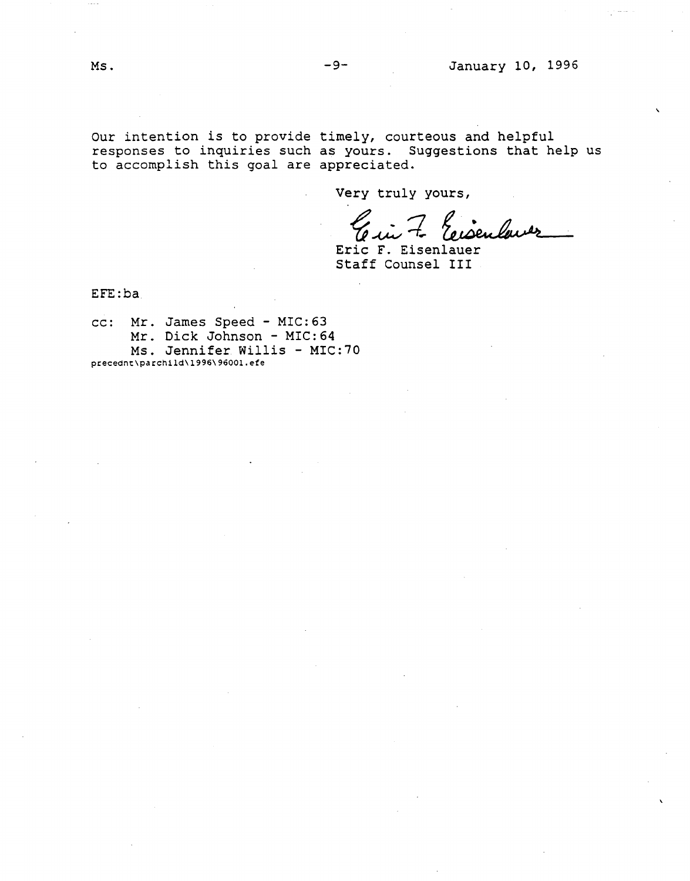Our intention is to provide timely, courteous and helpful responses to inquiries such as yours. Suggestions that help us to accomplish this goal are appreciated.

Very truly yours,

Eric F. Eisenlauer
Staff Counsel III

EFE:ba

cc: Mr. James Speed - MIC:63
Mr. Dick Johnson - MIC:64
Ms. Jennifer Willis - MIC:70

precednt\parchild\1996\96001.efe